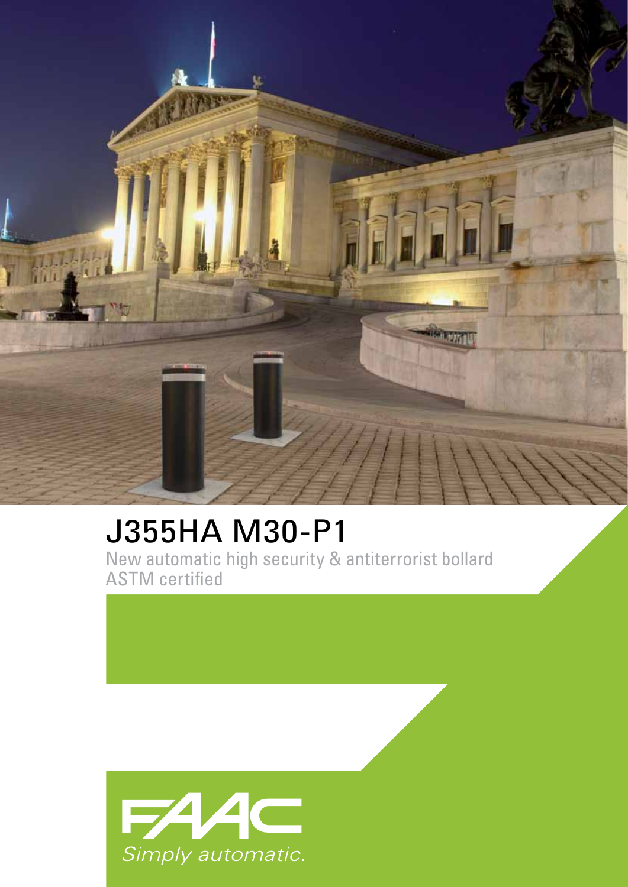# J355HA M30-P1

New automatic high security & antiterrorist bollard
ASTM certified

FAAC
*Simply automatic.*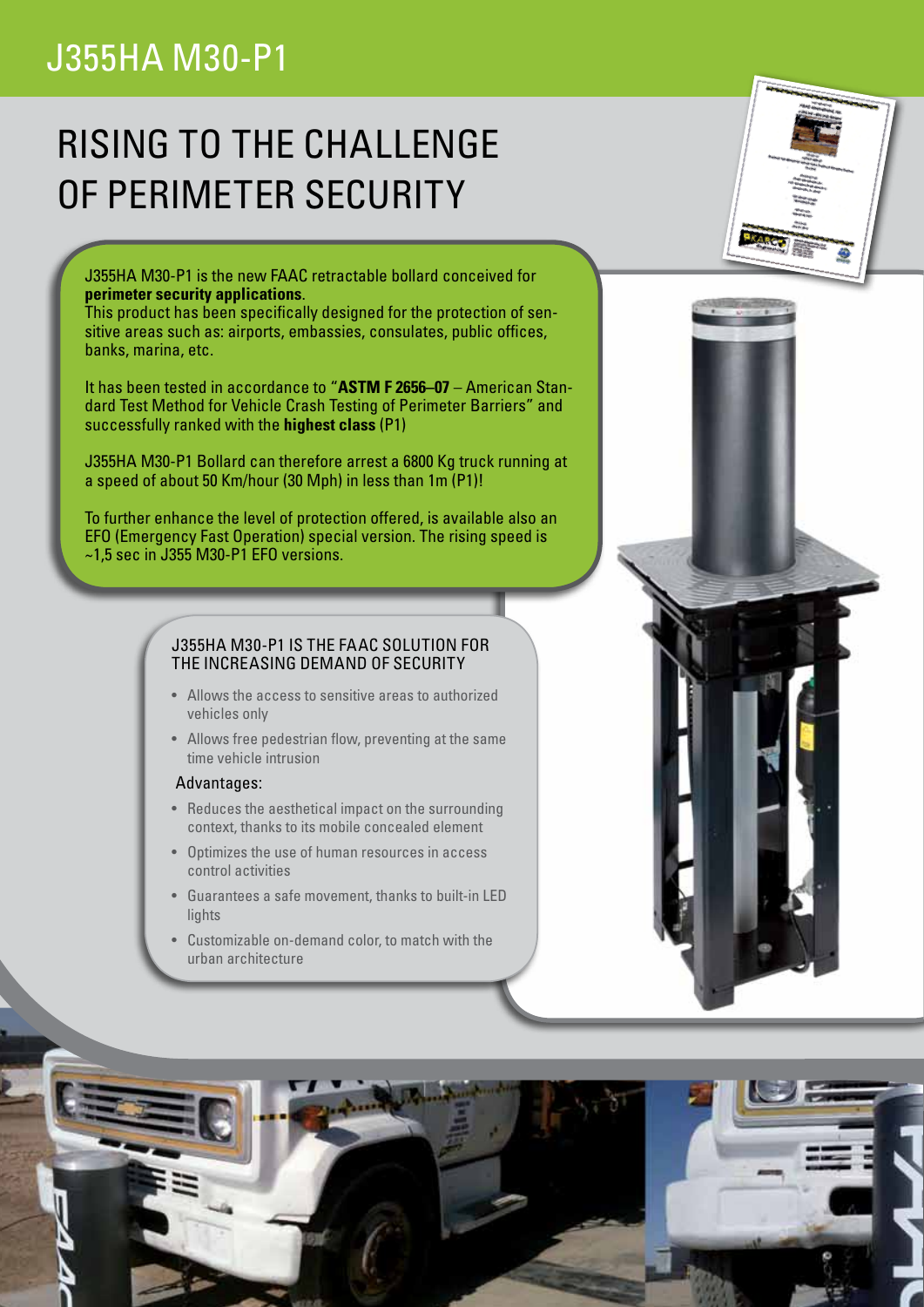# J355HA M30-P1

## RISING TO THE CHALLENGE OF PERIMETER SECURITY

J355HA M30-P1 is the new FAAC retractable bollard conceived for **perimeter security applications**.
This product has been specifically designed for the protection of sensitive areas such as: airports, embassies, consulates, public offices, banks, marina, etc.

It has been tested in accordance to "**ASTM F 2656–07** – American Standard Test Method for Vehicle Crash Testing of Perimeter Barriers" and successfully ranked with the **highest class** (P1)

J355HA M30-P1 Bollard can therefore arrest a 6800 Kg truck running at a speed of about 50 Km/hour (30 Mph) in less than 1m (P1)!

To further enhance the level of protection offered, is available also an EFO (Emergency Fast Operation) special version. The rising speed is ~1,5 sec in J355 M30-P1 EFO versions.

### J355HA M30-P1 IS THE FAAC SOLUTION FOR THE INCREASING DEMAND OF SECURITY

- Allows the access to sensitive areas to authorized vehicles only
- Allows free pedestrian flow, preventing at the same time vehicle intrusion

Advantages:

- Reduces the aesthetical impact on the surrounding context, thanks to its mobile concealed element
- Optimizes the use of human resources in access control activities
- Guarantees a safe movement, thanks to built-in LED lights
- Customizable on-demand color, to match with the urban architecture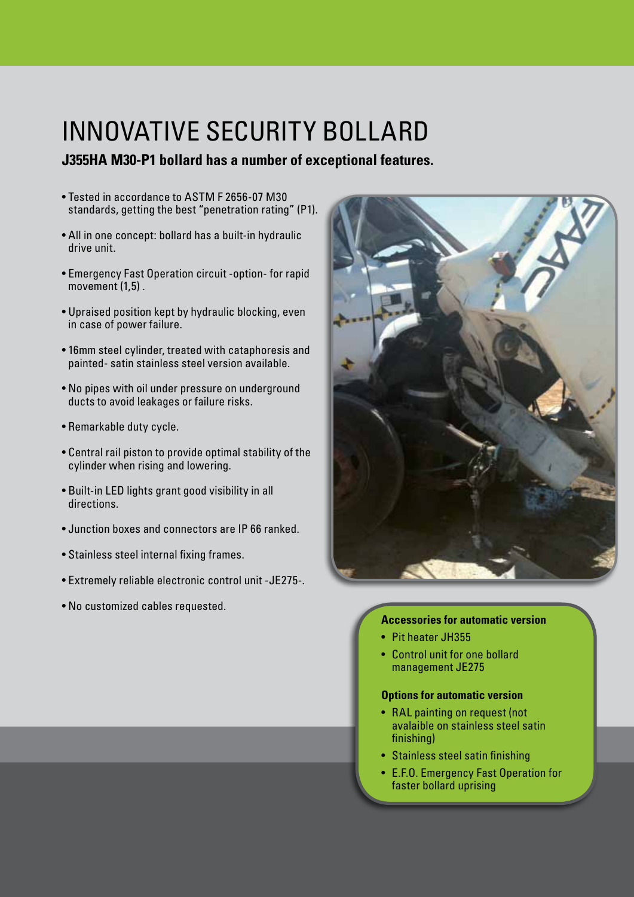# INNOVATIVE SECURITY BOLLARD

**J355HA M30-P1 bollard has a number of exceptional features.**

- Tested in accordance to ASTM F 2656-07 M30 standards, getting the best "penetration rating" (P1).
- All in one concept: bollard has a built-in hydraulic drive unit.
- Emergency Fast Operation circuit -option- for rapid movement (1,5) .
- Upraised position kept by hydraulic blocking, even in case of power failure.
- 16mm steel cylinder, treated with cataphoresis and painted- satin stainless steel version available.
- No pipes with oil under pressure on underground ducts to avoid leakages or failure risks.
- Remarkable duty cycle.
- Central rail piston to provide optimal stability of the cylinder when rising and lowering.
- Built-in LED lights grant good visibility in all directions.
- Junction boxes and connectors are IP 66 ranked.
- Stainless steel internal fixing frames.
- Extremely reliable electronic control unit -JE275-.
- No customized cables requested.

**Accessories for automatic version**

- Pit heater JH355
- Control unit for one bollard management JE275

**Options for automatic version**

- RAL painting on request (not avalaible on stainless steel satin finishing)
- Stainless steel satin finishing
- E.F.O. Emergency Fast Operation for faster bollard uprising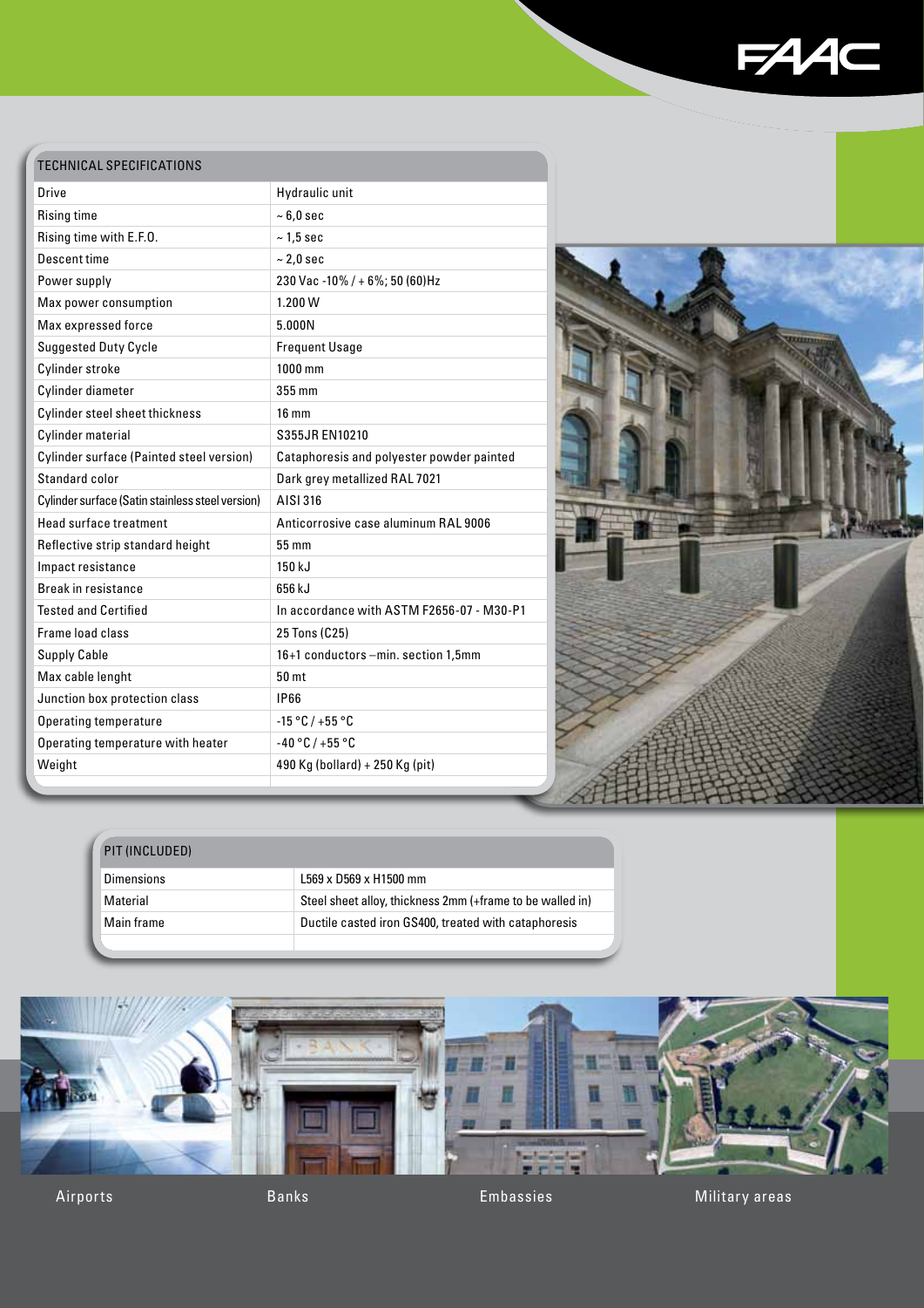## TECHNICAL SPECIFICATIONS

| | |
|---|---|
| Drive | Hydraulic unit |
| Rising time | ~ 6,0 sec |
| Rising time with E.F.O. | ~ 1,5 sec |
| Descent time | ~ 2,0 sec |
| Power supply | 230 Vac -10% / + 6%; 50 (60)Hz |
| Max power consumption | 1.200 W |
| Max expressed force | 5.000N |
| Suggested Duty Cycle | Frequent Usage |
| Cylinder stroke | 1000 mm |
| Cylinder diameter | 355 mm |
| Cylinder steel sheet thickness | 16 mm |
| Cylinder material | S355JR EN10210 |
| Cylinder surface (Painted steel version) | Cataphoresis and polyester powder painted |
| Standard color | Dark grey metallized RAL 7021 |
| Cylinder surface (Satin stainless steel version) | AISI 316 |
| Head surface treatment | Anticorrosive case aluminum RAL 9006 |
| Reflective strip standard height | 55 mm |
| Impact resistance | 150 kJ |
| Break in resistance | 656 kJ |
| Tested and Certified | In accordance with ASTM F2656-07 - M30-P1 |
| Frame load class | 25 Tons (C25) |
| Supply Cable | 16+1 conductors –min. section 1,5mm |
| Max cable lenght | 50 mt |
| Junction box protection class | IP66 |
| Operating temperature | -15 °C / +55 °C |
| Operating temperature with heater | -40 °C / +55 °C |
| Weight | 490 Kg (bollard) + 250 Kg (pit) |

## PIT (INCLUDED)

| | |
|---|---|
| Dimensions | L569 x D569 x H1500 mm |
| Material | Steel sheet alloy, thickness 2mm (+frame to be walled in) |
| Main frame | Ductile casted iron GS400, treated with cataphoresis |

Airports

Banks

Embassies

Military areas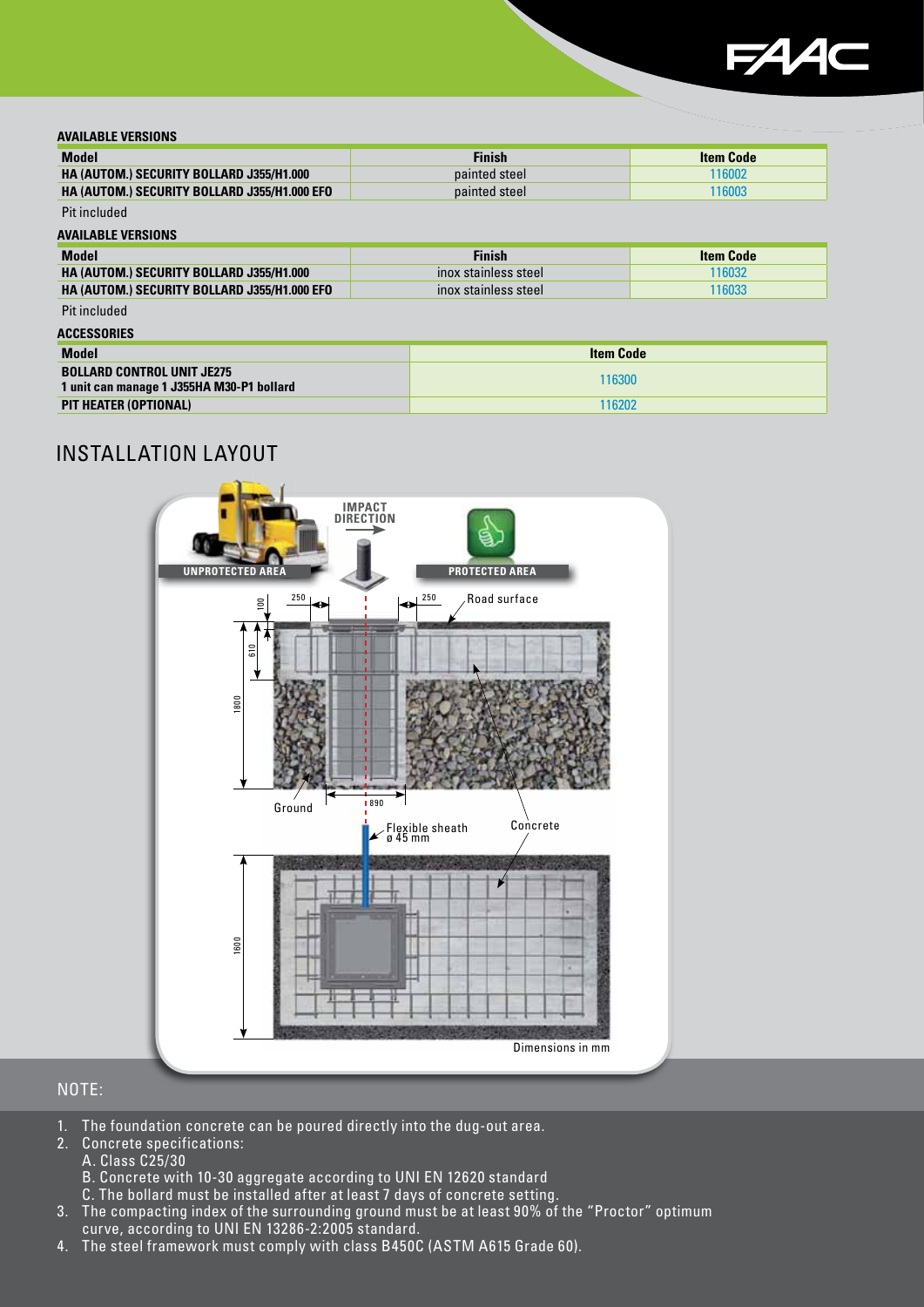**AVAILABLE VERSIONS**

| Model | Finish | Item Code |
|---|---|---|
| HA (AUTOM.) SECURITY BOLLARD J355/H1.000 | painted steel | 116002 |
| HA (AUTOM.) SECURITY BOLLARD J355/H1.000 EFO | painted steel | 116003 |

Pit included

**AVAILABLE VERSIONS**

| Model | Finish | Item Code |
|---|---|---|
| HA (AUTOM.) SECURITY BOLLARD J355/H1.000 | inox stainless steel | 116032 |
| HA (AUTOM.) SECURITY BOLLARD J355/H1.000 EFO | inox stainless steel | 116033 |

Pit included

**ACCESSORIES**

| Model | Item Code |
|---|---|
| BOLLARD CONTROL UNIT JE275<br>1 unit can manage 1 J355HA M30-P1 bollard | 116300 |
| PIT HEATER (OPTIONAL) | 116202 |

## INSTALLATION LAYOUT

UNPROTECTED AREA — IMPACT DIRECTION — PROTECTED AREA

250 — 250 — 100 — 610 — 1800 — Road surface — Ground — 890 — Flexible sheath ø 45 mm — Concrete — 1600

Dimensions in mm

## NOTE:

1. The foundation concrete can be poured directly into the dug-out area.
2. Concrete specifications:
   A. Class C25/30
   B. Concrete with 10-30 aggregate according to UNI EN 12620 standard
   C. The bollard must be installed after at least 7 days of concrete setting.
3. The compacting index of the surrounding ground must be at least 90% of the "Proctor" optimum curve, according to UNI EN 13286-2:2005 standard.
4. The steel framework must comply with class B450C (ASTM A615 Grade 60).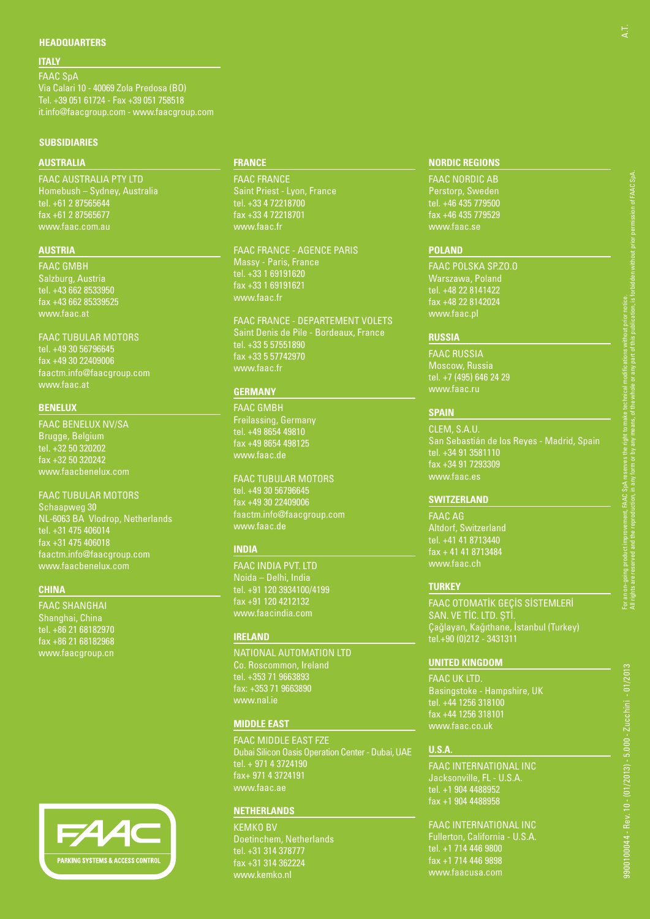## HEADQUARTERS

### ITALY

FAAC SpA
Via Calari 10 - 40069 Zola Predosa (BO)
Tel. +39 051 61724 - Fax +39 051 758518
it.info@faacgroup.com - www.faacgroup.com

## SUBSIDIARIES

### AUSTRALIA

FAAC AUSTRALIA PTY LTD
Homebush – Sydney, Australia
tel. +61 2 87565644
fax +61 2 87565677
www.faac.com.au

### AUSTRIA

FAAC GMBH
Salzburg, Austria
tel. +43 662 8533950
fax +43 662 85339525
www.faac.at

FAAC TUBULAR MOTORS
tel. +49 30 56796645
fax +49 30 22409006
faactm.info@faacgroup.com
www.faac.at

### BENELUX

FAAC BENELUX NV/SA
Brugge, Belgium
tel. +32 50 320202
fax +32 50 320242
www.faacbenelux.com

FAAC TUBULAR MOTORS
Schaapweg 30
NL-6063 BA Vlodrop, Netherlands
tel. +31 475 406014
fax +31 475 406018
faactm.info@faacgroup.com
www.faacbenelux.com

### CHINA

FAAC SHANGHAI
Shanghai, China
tel. +86 21 68182970
fax +86 21 68182968
www.faacgroup.cn

PARKING SYSTEMS & ACCESS CONTROL

### FRANCE

FAAC FRANCE
Saint Priest - Lyon, France
tel. +33 4 72218700
fax +33 4 72218701
www.faac.fr

FAAC FRANCE - AGENCE PARIS
Massy - Paris, France
tel. +33 1 69191620
fax +33 1 69191621
www.faac.fr

FAAC FRANCE - DEPARTEMENT VOLETS
Saint Denis de Pile - Bordeaux, France
tel. +33 5 57551890
fax +33 5 57742970
www.faac.fr

### GERMANY

FAAC GMBH
Freilassing, Germany
tel. +49 8654 49810
fax +49 8654 498125
www.faac.de

FAAC TUBULAR MOTORS
tel. +49 30 56796645
fax +49 30 22409006
faactm.info@faacgroup.com
www.faac.de

### INDIA

FAAC INDIA PVT. LTD
Noida – Delhi, India
tel. +91 120 3934100/4199
fax +91 120 4212132
www.faacindia.com

### IRELAND

NATIONAL AUTOMATION LTD
Co. Roscommon, Ireland
tel. +353 71 9663893
fax: +353 71 9663890
www.nal.ie

### MIDDLE EAST

FAAC MIDDLE EAST FZE
Dubai Silicon Oasis Operation Center - Dubai, UAE
tel. + 971 4 3724190
fax+ 971 4 3724191
www.faac.ae

### NETHERLANDS

KEMKO BV
Doetinchem, Netherlands
tel. +31 314 378777
fax +31 314 362224
www.kemko.nl

### NORDIC REGIONS

FAAC NORDIC AB
Perstorp, Sweden
tel. +46 435 779500
fax +46 435 779529
www.faac.se

### POLAND

FAAC POLSKA SP.ZO.O
Warszawa, Poland
tel. +48 22 8141422
fax +48 22 8142024
www.faac.pl

### RUSSIA

FAAC RUSSIA
Moscow, Russia
tel. +7 (495) 646 24 29
www.faac.ru

### SPAIN

CLEM, S.A.U.
San Sebastián de los Reyes - Madrid, Spain
tel. +34 91 3581110
fax +34 91 7293309
www.faac.es

### SWITZERLAND

FAAC AG
Altdorf, Switzerland
tel. +41 41 8713440
fax + 41 41 8713484
www.faac.ch

### TURKEY

FAAC OTOMATİK GEÇİS SİSTEMLERİ
SAN. VE TİC. LTD. ŞTİ.
Çağlayan, Kağıthane, İstanbul (Turkey)
tel.+90 (0)212 - 3431311

### UNITED KINGDOM

FAAC UK LTD.
Basingstoke - Hampshire, UK
tel. +44 1256 318100
fax +44 1256 318101
www.faac.co.uk

### U.S.A.

FAAC INTERNATIONAL INC
Jacksonville, FL - U.S.A.
tel. +1 904 4488952
fax +1 904 4488958

FAAC INTERNATIONAL INC
Fullerton, California - U.S.A.
tel. +1 714 446 9800
fax +1 714 446 9898
www.faacusa.com

A.T.

For an on-going product improvement, FAAC SpA reserves the right to make technical modifications without prior notice.
All rights are reserved and the reproduction, in any form or by any means, of the whole or any part of this publication, is forbidden without prior permission of FAAC SpA.

9900100044 - Rev. 10 - (01/2013) - 5.000 - Zucchini - 01/2013